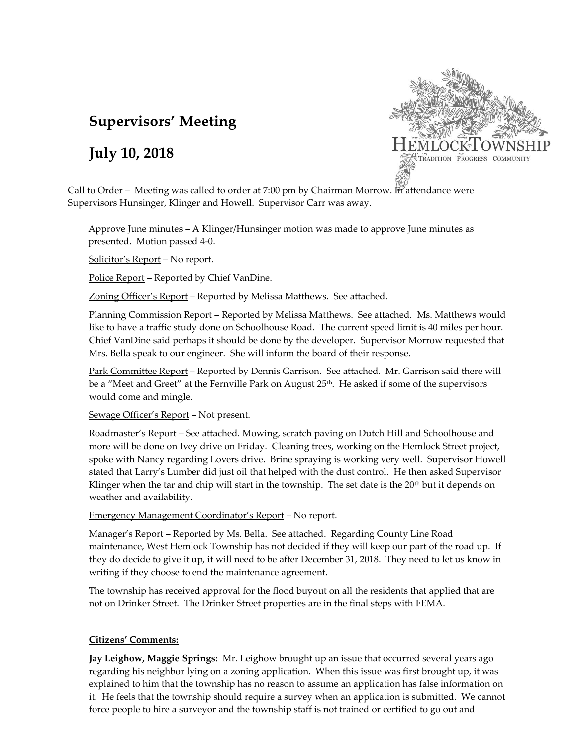# Supervisors' Meeting

# July 10, 2018

HEMLOCK TOWNSHIP
TRADITION PROGRESS COMMUNITY

Call to Order – Meeting was called to order at 7:00 pm by Chairman Morrow. In attendance were Supervisors Hunsinger, Klinger and Howell. Supervisor Carr was away.

Approve June minutes – A Klinger/Hunsinger motion was made to approve June minutes as presented. Motion passed 4-0.

Solicitor's Report – No report.

Police Report – Reported by Chief VanDine.

Zoning Officer's Report – Reported by Melissa Matthews. See attached.

Planning Commission Report – Reported by Melissa Matthews. See attached. Ms. Matthews would like to have a traffic study done on Schoolhouse Road. The current speed limit is 40 miles per hour. Chief VanDine said perhaps it should be done by the developer. Supervisor Morrow requested that Mrs. Bella speak to our engineer. She will inform the board of their response.

Park Committee Report – Reported by Dennis Garrison. See attached. Mr. Garrison said there will be a "Meet and Greet" at the Fernville Park on August 25th. He asked if some of the supervisors would come and mingle.

Sewage Officer's Report – Not present.

Roadmaster's Report – See attached. Mowing, scratch paving on Dutch Hill and Schoolhouse and more will be done on Ivey drive on Friday. Cleaning trees, working on the Hemlock Street project, spoke with Nancy regarding Lovers drive. Brine spraying is working very well. Supervisor Howell stated that Larry's Lumber did just oil that helped with the dust control. He then asked Supervisor Klinger when the tar and chip will start in the township. The set date is the 20th but it depends on weather and availability.

Emergency Management Coordinator's Report – No report.

Manager's Report – Reported by Ms. Bella. See attached. Regarding County Line Road maintenance, West Hemlock Township has not decided if they will keep our part of the road up. If they do decide to give it up, it will need to be after December 31, 2018. They need to let us know in writing if they choose to end the maintenance agreement.

The township has received approval for the flood buyout on all the residents that applied that are not on Drinker Street. The Drinker Street properties are in the final steps with FEMA.

**Citizens' Comments:**

**Jay Leighow, Maggie Springs:** Mr. Leighow brought up an issue that occurred several years ago regarding his neighbor lying on a zoning application. When this issue was first brought up, it was explained to him that the township has no reason to assume an application has false information on it. He feels that the township should require a survey when an application is submitted. We cannot force people to hire a surveyor and the township staff is not trained or certified to go out and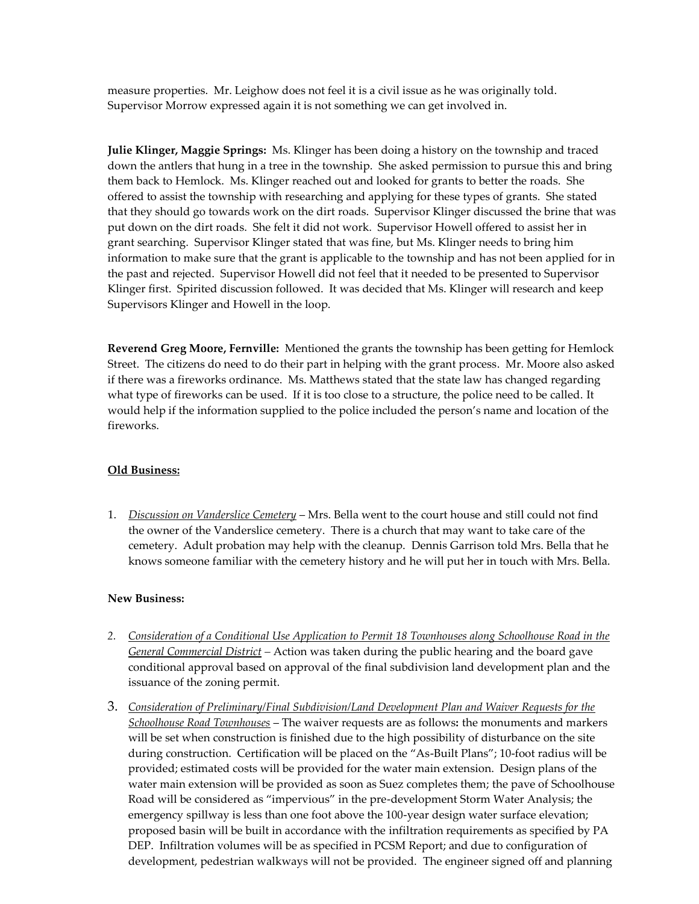measure properties. Mr. Leighow does not feel it is a civil issue as he was originally told. Supervisor Morrow expressed again it is not something we can get involved in.

**Julie Klinger, Maggie Springs:** Ms. Klinger has been doing a history on the township and traced down the antlers that hung in a tree in the township. She asked permission to pursue this and bring them back to Hemlock. Ms. Klinger reached out and looked for grants to better the roads. She offered to assist the township with researching and applying for these types of grants. She stated that they should go towards work on the dirt roads. Supervisor Klinger discussed the brine that was put down on the dirt roads. She felt it did not work. Supervisor Howell offered to assist her in grant searching. Supervisor Klinger stated that was fine, but Ms. Klinger needs to bring him information to make sure that the grant is applicable to the township and has not been applied for in the past and rejected. Supervisor Howell did not feel that it needed to be presented to Supervisor Klinger first. Spirited discussion followed. It was decided that Ms. Klinger will research and keep Supervisors Klinger and Howell in the loop.

**Reverend Greg Moore, Fernville:** Mentioned the grants the township has been getting for Hemlock Street. The citizens do need to do their part in helping with the grant process. Mr. Moore also asked if there was a fireworks ordinance. Ms. Matthews stated that the state law has changed regarding what type of fireworks can be used. If it is too close to a structure, the police need to be called. It would help if the information supplied to the police included the person's name and location of the fireworks.

**Old Business:**

1. *Discussion on Vanderslice Cemetery* – Mrs. Bella went to the court house and still could not find the owner of the Vanderslice cemetery. There is a church that may want to take care of the cemetery. Adult probation may help with the cleanup. Dennis Garrison told Mrs. Bella that he knows someone familiar with the cemetery history and he will put her in touch with Mrs. Bella.

**New Business:**

2. *Consideration of a Conditional Use Application to Permit 18 Townhouses along Schoolhouse Road in the General Commercial District* – Action was taken during the public hearing and the board gave conditional approval based on approval of the final subdivision land development plan and the issuance of the zoning permit.

3. *Consideration of Preliminary/Final Subdivision/Land Development Plan and Waiver Requests for the Schoolhouse Road Townhouses* – The waiver requests are as follows**:** the monuments and markers will be set when construction is finished due to the high possibility of disturbance on the site during construction. Certification will be placed on the "As-Built Plans"; 10-foot radius will be provided; estimated costs will be provided for the water main extension. Design plans of the water main extension will be provided as soon as Suez completes them; the pave of Schoolhouse Road will be considered as "impervious" in the pre-development Storm Water Analysis; the emergency spillway is less than one foot above the 100-year design water surface elevation; proposed basin will be built in accordance with the infiltration requirements as specified by PA DEP. Infiltration volumes will be as specified in PCSM Report; and due to configuration of development, pedestrian walkways will not be provided. The engineer signed off and planning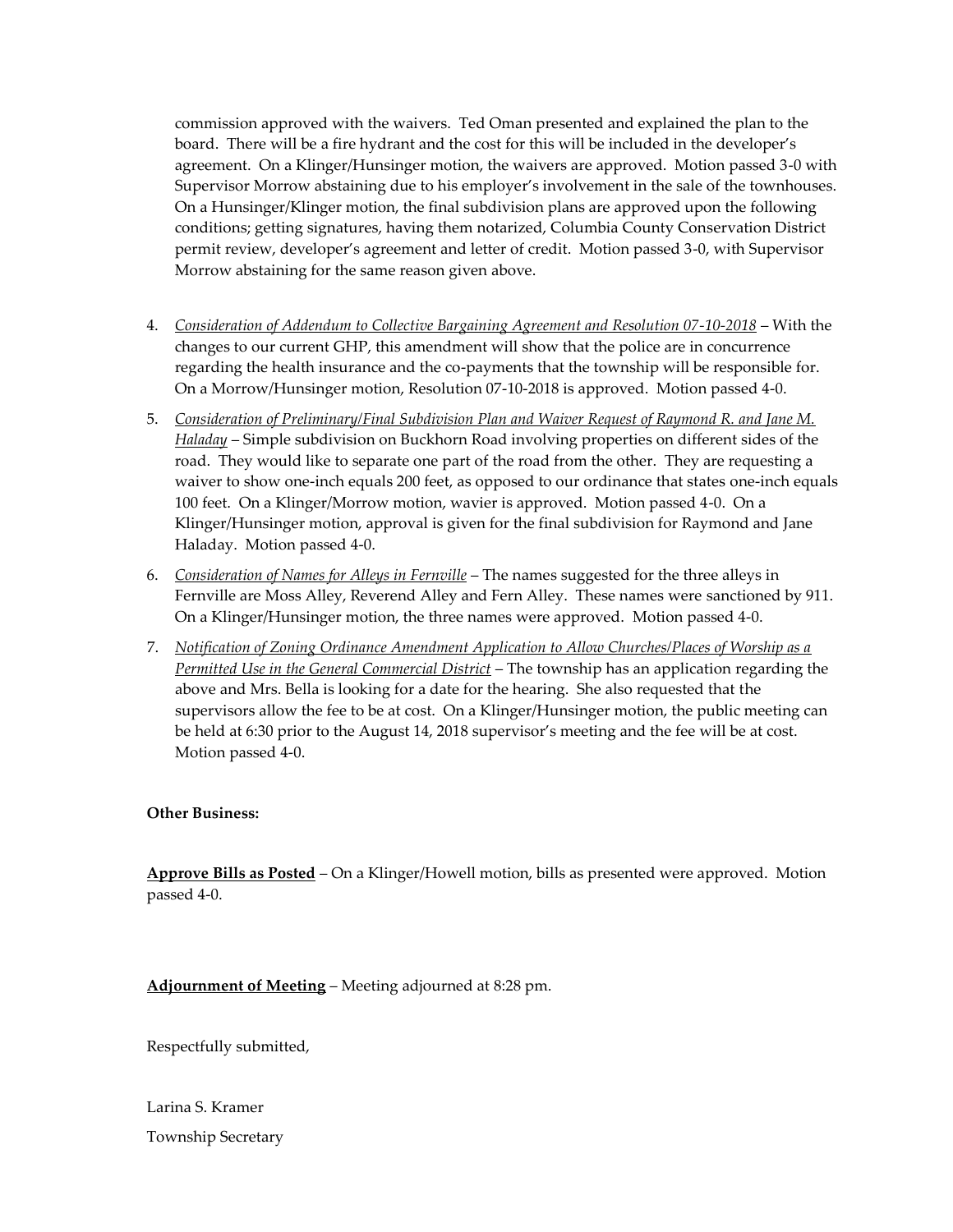commission approved with the waivers. Ted Oman presented and explained the plan to the board. There will be a fire hydrant and the cost for this will be included in the developer's agreement. On a Klinger/Hunsinger motion, the waivers are approved. Motion passed 3-0 with Supervisor Morrow abstaining due to his employer's involvement in the sale of the townhouses. On a Hunsinger/Klinger motion, the final subdivision plans are approved upon the following conditions; getting signatures, having them notarized, Columbia County Conservation District permit review, developer's agreement and letter of credit. Motion passed 3-0, with Supervisor Morrow abstaining for the same reason given above.

4. *Consideration of Addendum to Collective Bargaining Agreement and Resolution 07-10-2018* – With the changes to our current GHP, this amendment will show that the police are in concurrence regarding the health insurance and the co-payments that the township will be responsible for. On a Morrow/Hunsinger motion, Resolution 07-10-2018 is approved. Motion passed 4-0.
5. *Consideration of Preliminary/Final Subdivision Plan and Waiver Request of Raymond R. and Jane M. Haladay* – Simple subdivision on Buckhorn Road involving properties on different sides of the road. They would like to separate one part of the road from the other. They are requesting a waiver to show one-inch equals 200 feet, as opposed to our ordinance that states one-inch equals 100 feet. On a Klinger/Morrow motion, wavier is approved. Motion passed 4-0. On a Klinger/Hunsinger motion, approval is given for the final subdivision for Raymond and Jane Haladay. Motion passed 4-0.
6. *Consideration of Names for Alleys in Fernville* – The names suggested for the three alleys in Fernville are Moss Alley, Reverend Alley and Fern Alley. These names were sanctioned by 911. On a Klinger/Hunsinger motion, the three names were approved. Motion passed 4-0.
7. *Notification of Zoning Ordinance Amendment Application to Allow Churches/Places of Worship as a Permitted Use in the General Commercial District* – The township has an application regarding the above and Mrs. Bella is looking for a date for the hearing. She also requested that the supervisors allow the fee to be at cost. On a Klinger/Hunsinger motion, the public meeting can be held at 6:30 prior to the August 14, 2018 supervisor's meeting and the fee will be at cost. Motion passed 4-0.

**Other Business:**

**Approve Bills as Posted** – On a Klinger/Howell motion, bills as presented were approved. Motion passed 4-0.

**Adjournment of Meeting** – Meeting adjourned at 8:28 pm.

Respectfully submitted,

Larina S. Kramer

Township Secretary